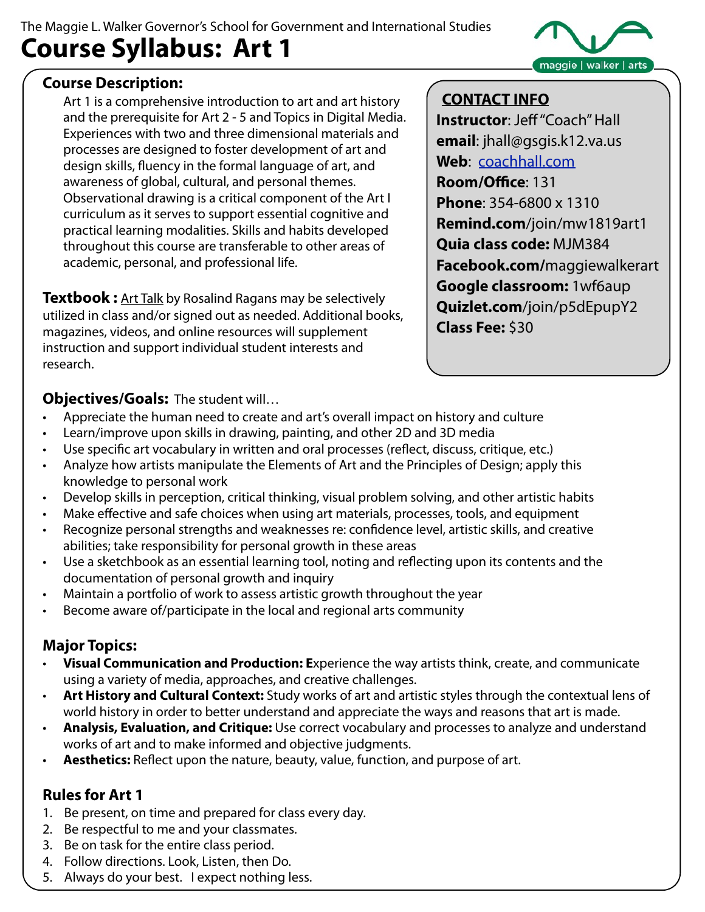The Maggie L. Walker Governor's School for Government and International Studies

# Course Syllabus: Art 1

maggie | walker | arts

## Course Description:

Art 1 is a comprehensive introduction to art and art history and the prerequisite for Art 2 - 5 and Topics in Digital Media. Experiences with two and three dimensional materials and processes are designed to foster development of art and design skills, fluency in the formal language of art, and awareness of global, cultural, and personal themes. Observational drawing is a critical component of the Art I curriculum as it serves to support essential cognitive and practical learning modalities. Skills and habits developed throughout this course are transferable to other areas of academic, personal, and professional life.

**Textbook :** Art Talk by Rosalind Ragans may be selectively utilized in class and/or signed out as needed. Additional books, magazines, videos, and online resources will supplement instruction and support individual student interests and research.

**CONTACT INFO**

**Instructor**: Jeff "Coach" Hall
**email**: jhall@gsgis.k12.va.us
**Web**: coachhall.com
**Room/Office**: 131
**Phone**: 354-6800 x 1310
**Remind.com**/join/mw1819art1
**Quia class code:** MJM384
**Facebook.com/**maggiewalkerart
**Google classroom:** 1wf6aup
**Quizlet.com**/join/p5dEpupY2
**Class Fee:** $30

## Objectives/Goals: The student will…

- Appreciate the human need to create and art's overall impact on history and culture
- Learn/improve upon skills in drawing, painting, and other 2D and 3D media
- Use specific art vocabulary in written and oral processes (reflect, discuss, critique, etc.)
- Analyze how artists manipulate the Elements of Art and the Principles of Design; apply this knowledge to personal work
- Develop skills in perception, critical thinking, visual problem solving, and other artistic habits
- Make effective and safe choices when using art materials, processes, tools, and equipment
- Recognize personal strengths and weaknesses re: confidence level, artistic skills, and creative abilities; take responsibility for personal growth in these areas
- Use a sketchbook as an essential learning tool, noting and reflecting upon its contents and the documentation of personal growth and inquiry
- Maintain a portfolio of work to assess artistic growth throughout the year
- Become aware of/participate in the local and regional arts community

## Major Topics:

- **Visual Communication and Production: E**xperience the way artists think, create, and communicate using a variety of media, approaches, and creative challenges.
- **Art History and Cultural Context:** Study works of art and artistic styles through the contextual lens of world history in order to better understand and appreciate the ways and reasons that art is made.
- **Analysis, Evaluation, and Critique:** Use correct vocabulary and processes to analyze and understand works of art and to make informed and objective judgments.
- **Aesthetics:** Reflect upon the nature, beauty, value, function, and purpose of art.

## Rules for Art 1

1. Be present, on time and prepared for class every day.
2. Be respectful to me and your classmates.
3. Be on task for the entire class period.
4. Follow directions. Look, Listen, then Do.
5. Always do your best. I expect nothing less.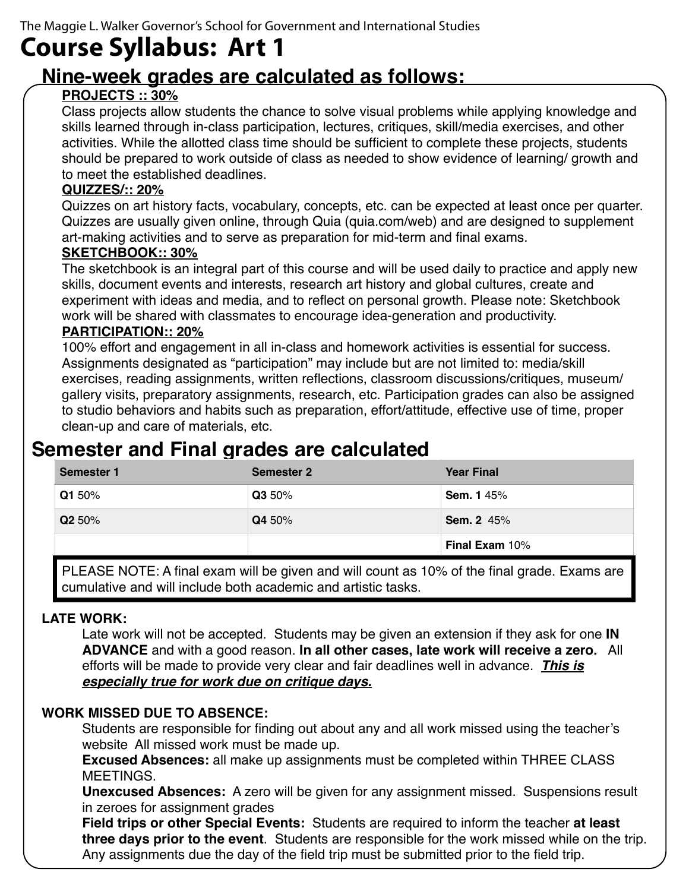The Maggie L. Walker Governor's School for Government and International Studies

# Course Syllabus: Art 1

## Nine-week grades are calculated as follows:

**PROJECTS :: 30%**

Class projects allow students the chance to solve visual problems while applying knowledge and skills learned through in-class participation, lectures, critiques, skill/media exercises, and other activities. While the allotted class time should be sufficient to complete these projects, students should be prepared to work outside of class as needed to show evidence of learning/ growth and to meet the established deadlines.

**QUIZZES/:: 20%**

Quizzes on art history facts, vocabulary, concepts, etc. can be expected at least once per quarter. Quizzes are usually given online, through Quia (quia.com/web) and are designed to supplement art-making activities and to serve as preparation for mid-term and final exams.

**SKETCHBOOK:: 30%**

The sketchbook is an integral part of this course and will be used daily to practice and apply new skills, document events and interests, research art history and global cultures, create and experiment with ideas and media, and to reflect on personal growth. Please note: Sketchbook work will be shared with classmates to encourage idea-generation and productivity.

**PARTICIPATION:: 20%**

100% effort and engagement in all in-class and homework activities is essential for success. Assignments designated as "participation" may include but are not limited to: media/skill exercises, reading assignments, written reflections, classroom discussions/critiques, museum/ gallery visits, preparatory assignments, research, etc. Participation grades can also be assigned to studio behaviors and habits such as preparation, effort/attitude, effective use of time, proper clean-up and care of materials, etc.

## Semester and Final grades are calculated

| Semester 1 | Semester 2 | Year Final |
|---|---|---|
| **Q1** 50% | **Q3** 50% | **Sem. 1** 45% |
| **Q2** 50% | **Q4** 50% | **Sem. 2** 45% |
| | | **Final Exam** 10% |

PLEASE NOTE: A final exam will be given and will count as 10% of the final grade. Exams are cumulative and will include both academic and artistic tasks.

**LATE WORK:**

Late work will not be accepted. Students may be given an extension if they ask for one **IN ADVANCE** and with a good reason. **In all other cases, late work will receive a zero.** All efforts will be made to provide very clear and fair deadlines well in advance. ***This is especially true for work due on critique days.***

**WORK MISSED DUE TO ABSENCE:**

Students are responsible for finding out about any and all work missed using the teacher's website All missed work must be made up.

**Excused Absences:** all make up assignments must be completed within THREE CLASS MEETINGS.

**Unexcused Absences:** A zero will be given for any assignment missed. Suspensions result in zeroes for assignment grades

**Field trips or other Special Events:** Students are required to inform the teacher **at least three days prior to the event**. Students are responsible for the work missed while on the trip. Any assignments due the day of the field trip must be submitted prior to the field trip.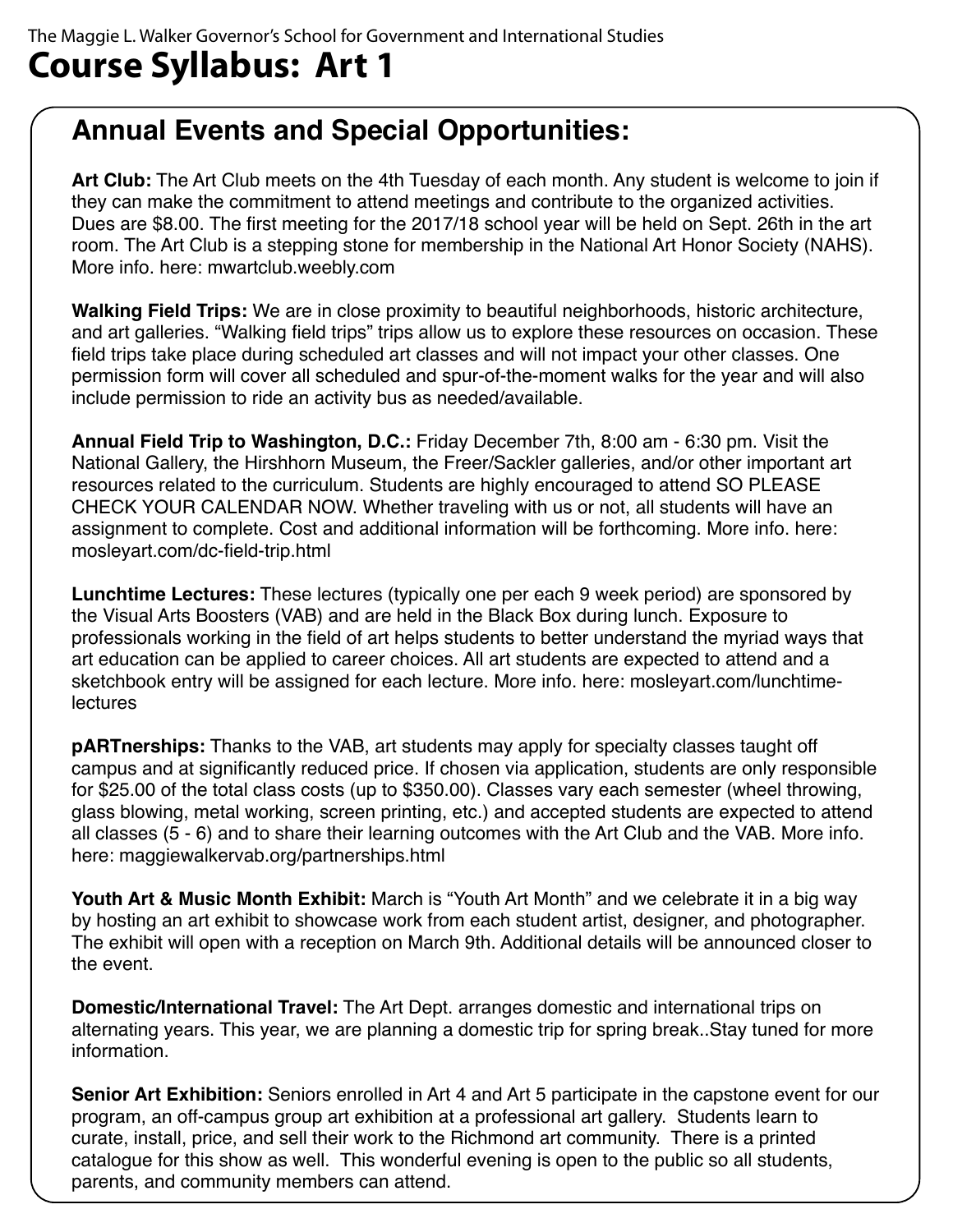## Annual Events and Special Opportunities:

**Art Club:** The Art Club meets on the 4th Tuesday of each month. Any student is welcome to join if they can make the commitment to attend meetings and contribute to the organized activities. Dues are $8.00. The first meeting for the 2017/18 school year will be held on Sept. 26th in the art room. The Art Club is a stepping stone for membership in the National Art Honor Society (NAHS). More info. here: mwartclub.weebly.com

**Walking Field Trips:** We are in close proximity to beautiful neighborhoods, historic architecture, and art galleries. "Walking field trips" trips allow us to explore these resources on occasion. These field trips take place during scheduled art classes and will not impact your other classes. One permission form will cover all scheduled and spur-of-the-moment walks for the year and will also include permission to ride an activity bus as needed/available.

**Annual Field Trip to Washington, D.C.:** Friday December 7th, 8:00 am - 6:30 pm. Visit the National Gallery, the Hirshhorn Museum, the Freer/Sackler galleries, and/or other important art resources related to the curriculum. Students are highly encouraged to attend SO PLEASE CHECK YOUR CALENDAR NOW. Whether traveling with us or not, all students will have an assignment to complete. Cost and additional information will be forthcoming. More info. here: mosleyart.com/dc-field-trip.html

**Lunchtime Lectures:** These lectures (typically one per each 9 week period) are sponsored by the Visual Arts Boosters (VAB) and are held in the Black Box during lunch. Exposure to professionals working in the field of art helps students to better understand the myriad ways that art education can be applied to career choices. All art students are expected to attend and a sketchbook entry will be assigned for each lecture. More info. here: mosleyart.com/lunchtime-lectures

**pARTnerships:** Thanks to the VAB, art students may apply for specialty classes taught off campus and at significantly reduced price. If chosen via application, students are only responsible for $25.00 of the total class costs (up to $350.00). Classes vary each semester (wheel throwing, glass blowing, metal working, screen printing, etc.) and accepted students are expected to attend all classes (5 - 6) and to share their learning outcomes with the Art Club and the VAB. More info. here: maggiewalkervab.org/partnerships.html

**Youth Art & Music Month Exhibit:** March is "Youth Art Month" and we celebrate it in a big way by hosting an art exhibit to showcase work from each student artist, designer, and photographer. The exhibit will open with a reception on March 9th. Additional details will be announced closer to the event.

**Domestic/International Travel:** The Art Dept. arranges domestic and international trips on alternating years. This year, we are planning a domestic trip for spring break..Stay tuned for more information.

**Senior Art Exhibition:** Seniors enrolled in Art 4 and Art 5 participate in the capstone event for our program, an off-campus group art exhibition at a professional art gallery. Students learn to curate, install, price, and sell their work to the Richmond art community. There is a printed catalogue for this show as well. This wonderful evening is open to the public so all students, parents, and community members can attend.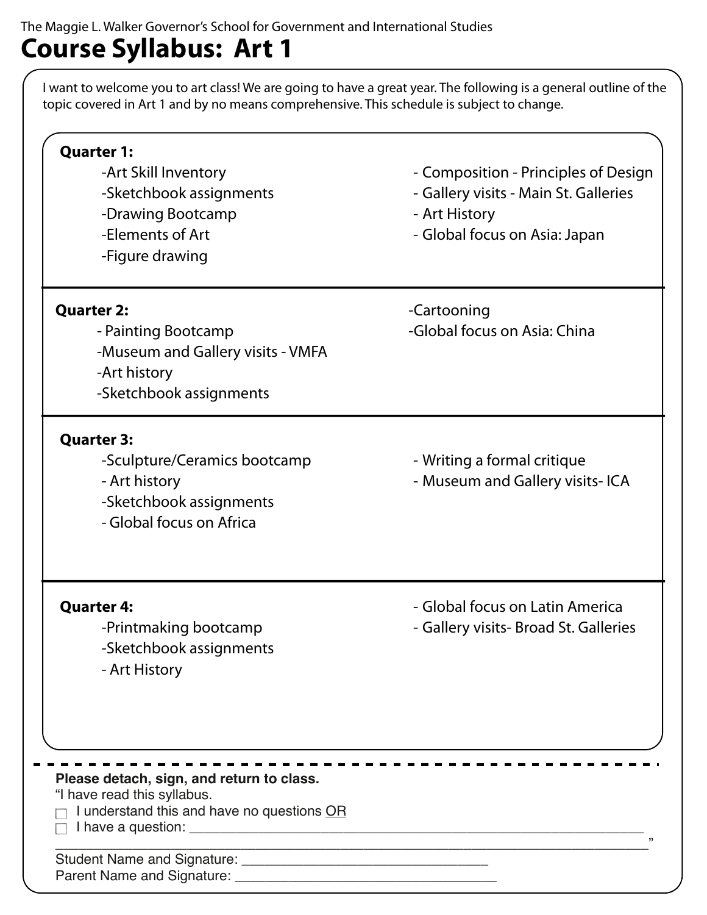The Maggie L. Walker Governor's School for Government and International Studies

# Course Syllabus: Art 1

I want to welcome you to art class! We are going to have a great year. The following is a general outline of the topic covered in Art 1 and by no means comprehensive. This schedule is subject to change.

**Quarter 1:**

- Art Skill Inventory
- Sketchbook assignments
- Drawing Bootcamp
- Elements of Art
- Figure drawing
- Composition - Principles of Design
- Gallery visits - Main St. Galleries
- Art History
- Global focus on Asia: Japan

**Quarter 2:**

- Painting Bootcamp
- Museum and Gallery visits - VMFA
- Art history
- Sketchbook assignments
- Cartooning
- Global focus on Asia: China

**Quarter 3:**

- Sculpture/Ceramics bootcamp
- Art history
- Sketchbook assignments
- Global focus on Africa
- Writing a formal critique
- Museum and Gallery visits- ICA

**Quarter 4:**

- Printmaking bootcamp
- Sketchbook assignments
- Art History
- Global focus on Latin America
- Gallery visits- Broad St. Galleries

---

**Please detach, sign, and return to class.**

"I have read this syllabus.

☐ I understand this and have no questions <u>OR</u>

☐ I have a question: ____________________________________________________________

______________________________________________________________________________"

Student Name and Signature: ________________________________

Parent Name and Signature: __________________________________